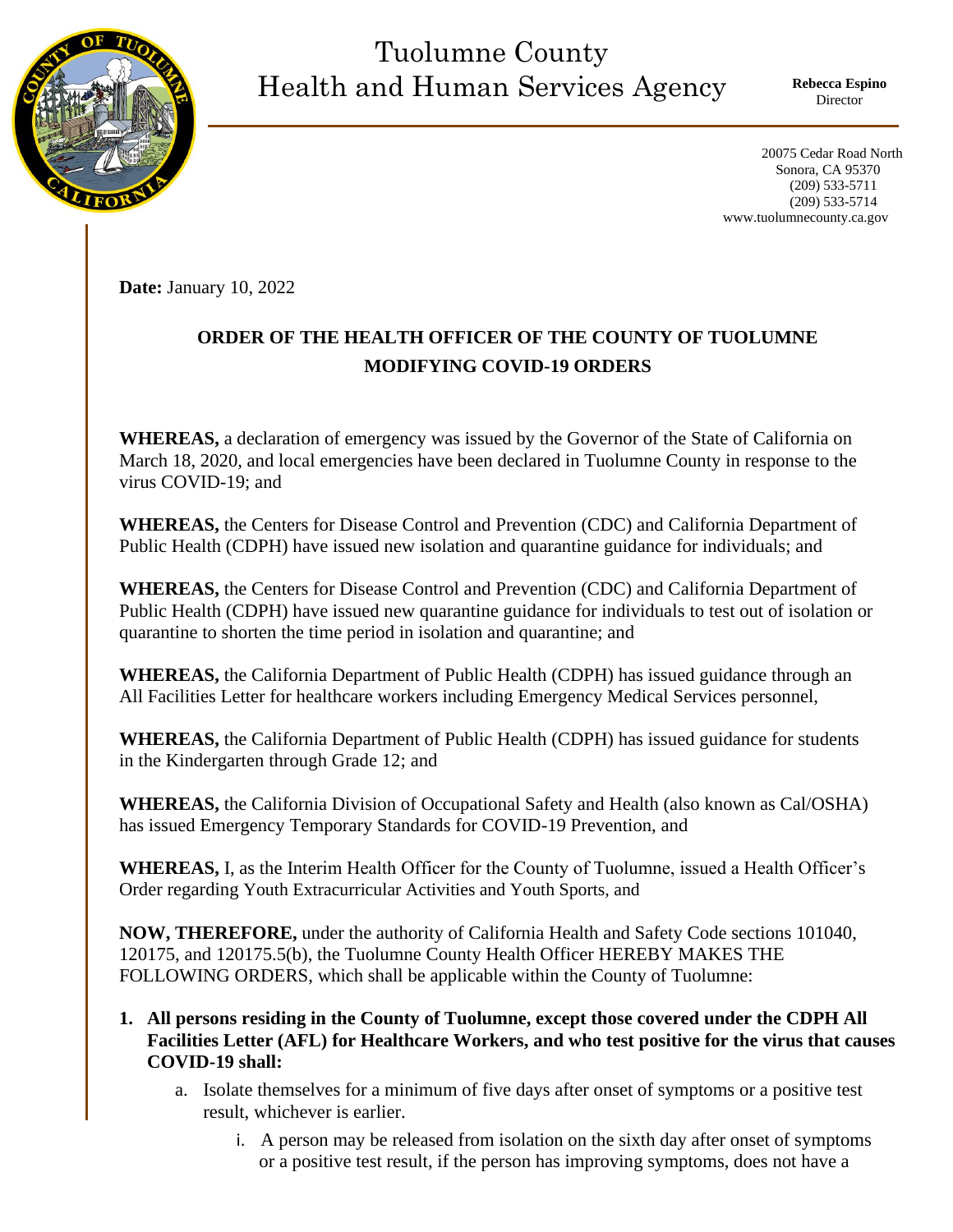# Tuolumne County
# Health and Human Services Agency

**Rebecca Espino**
Director

20075 Cedar Road North
Sonora, CA 95370
(209) 533-5711
(209) 533-5714
www.tuolumnecounty.ca.gov

**Date:** January 10, 2022

## ORDER OF THE HEALTH OFFICER OF THE COUNTY OF TUOLUMNE MODIFYING COVID-19 ORDERS

**WHEREAS,** a declaration of emergency was issued by the Governor of the State of California on March 18, 2020, and local emergencies have been declared in Tuolumne County in response to the virus COVID-19; and

**WHEREAS,** the Centers for Disease Control and Prevention (CDC) and California Department of Public Health (CDPH) have issued new isolation and quarantine guidance for individuals; and

**WHEREAS,** the Centers for Disease Control and Prevention (CDC) and California Department of Public Health (CDPH) have issued new quarantine guidance for individuals to test out of isolation or quarantine to shorten the time period in isolation and quarantine; and

**WHEREAS,** the California Department of Public Health (CDPH) has issued guidance through an All Facilities Letter for healthcare workers including Emergency Medical Services personnel,

**WHEREAS,** the California Department of Public Health (CDPH) has issued guidance for students in the Kindergarten through Grade 12; and

**WHEREAS,** the California Division of Occupational Safety and Health (also known as Cal/OSHA) has issued Emergency Temporary Standards for COVID-19 Prevention, and

**WHEREAS,** I, as the Interim Health Officer for the County of Tuolumne, issued a Health Officer's Order regarding Youth Extracurricular Activities and Youth Sports, and

**NOW, THEREFORE,** under the authority of California Health and Safety Code sections 101040, 120175, and 120175.5(b), the Tuolumne County Health Officer HEREBY MAKES THE FOLLOWING ORDERS, which shall be applicable within the County of Tuolumne:

1. **All persons residing in the County of Tuolumne, except those covered under the CDPH All Facilities Letter (AFL) for Healthcare Workers, and who test positive for the virus that causes COVID-19 shall:**
   a. Isolate themselves for a minimum of five days after onset of symptoms or a positive test result, whichever is earlier.
      i. A person may be released from isolation on the sixth day after onset of symptoms or a positive test result, if the person has improving symptoms, does not have a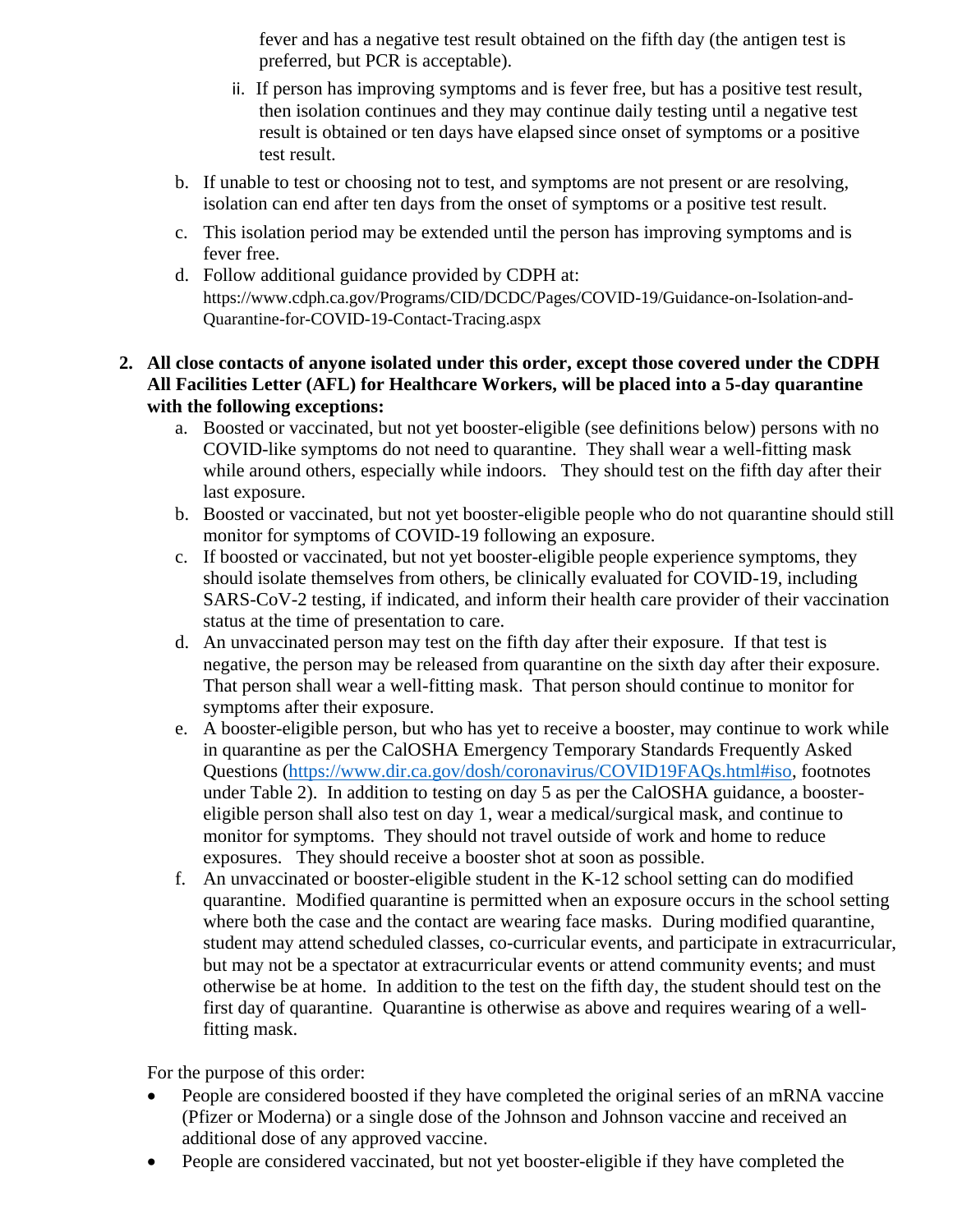fever and has a negative test result obtained on the fifth day (the antigen test is preferred, but PCR is acceptable).

   ii. If person has improving symptoms and is fever free, but has a positive test result, then isolation continues and they may continue daily testing until a negative test result is obtained or ten days have elapsed since onset of symptoms or a positive test result.

   b. If unable to test or choosing not to test, and symptoms are not present or are resolving, isolation can end after ten days from the onset of symptoms or a positive test result.
   c. This isolation period may be extended until the person has improving symptoms and is fever free.
   d. Follow additional guidance provided by CDPH at: https://www.cdph.ca.gov/Programs/CID/DCDC/Pages/COVID-19/Guidance-on-Isolation-and-Quarantine-for-COVID-19-Contact-Tracing.aspx

2. **All close contacts of anyone isolated under this order, except those covered under the CDPH All Facilities Letter (AFL) for Healthcare Workers, will be placed into a 5-day quarantine with the following exceptions:**
   a. Boosted or vaccinated, but not yet booster-eligible (see definitions below) persons with no COVID-like symptoms do not need to quarantine. They shall wear a well-fitting mask while around others, especially while indoors. They should test on the fifth day after their last exposure.
   b. Boosted or vaccinated, but not yet booster-eligible people who do not quarantine should still monitor for symptoms of COVID-19 following an exposure.
   c. If boosted or vaccinated, but not yet booster-eligible people experience symptoms, they should isolate themselves from others, be clinically evaluated for COVID-19, including SARS-CoV-2 testing, if indicated, and inform their health care provider of their vaccination status at the time of presentation to care.
   d. An unvaccinated person may test on the fifth day after their exposure. If that test is negative, the person may be released from quarantine on the sixth day after their exposure. That person shall wear a well-fitting mask. That person should continue to monitor for symptoms after their exposure.
   e. A booster-eligible person, but who has yet to receive a booster, may continue to work while in quarantine as per the CalOSHA Emergency Temporary Standards Frequently Asked Questions (https://www.dir.ca.gov/dosh/coronavirus/COVID19FAQs.html#iso, footnotes under Table 2). In addition to testing on day 5 as per the CalOSHA guidance, a booster-eligible person shall also test on day 1, wear a medical/surgical mask, and continue to monitor for symptoms. They should not travel outside of work and home to reduce exposures. They should receive a booster shot at soon as possible.
   f. An unvaccinated or booster-eligible student in the K-12 school setting can do modified quarantine. Modified quarantine is permitted when an exposure occurs in the school setting where both the case and the contact are wearing face masks. During modified quarantine, student may attend scheduled classes, co-curricular events, and participate in extracurricular, but may not be a spectator at extracurricular events or attend community events; and must otherwise be at home. In addition to the test on the fifth day, the student should test on the first day of quarantine. Quarantine is otherwise as above and requires wearing of a well-fitting mask.

For the purpose of this order:

- People are considered boosted if they have completed the original series of an mRNA vaccine (Pfizer or Moderna) or a single dose of the Johnson and Johnson vaccine and received an additional dose of any approved vaccine.
- People are considered vaccinated, but not yet booster-eligible if they have completed the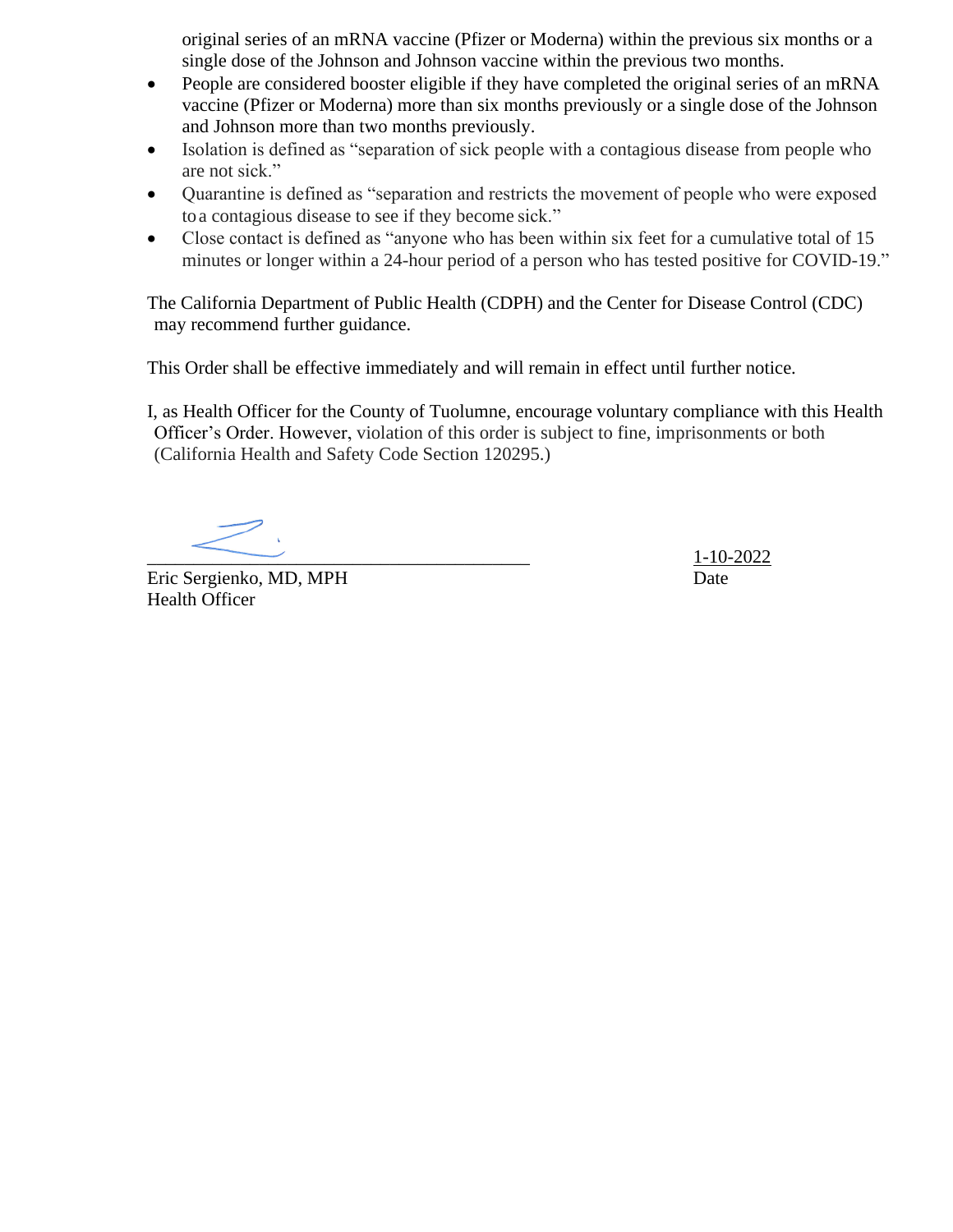original series of an mRNA vaccine (Pfizer or Moderna) within the previous six months or a single dose of the Johnson and Johnson vaccine within the previous two months.

- People are considered booster eligible if they have completed the original series of an mRNA vaccine (Pfizer or Moderna) more than six months previously or a single dose of the Johnson and Johnson more than two months previously.
- Isolation is defined as "separation of sick people with a contagious disease from people who are not sick."
- Quarantine is defined as "separation and restricts the movement of people who were exposed to a contagious disease to see if they become sick."
- Close contact is defined as "anyone who has been within six feet for a cumulative total of 15 minutes or longer within a 24-hour period of a person who has tested positive for COVID-19."

The California Department of Public Health (CDPH) and the Center for Disease Control (CDC) may recommend further guidance.

This Order shall be effective immediately and will remain in effect until further notice.

I, as Health Officer for the County of Tuolumne, encourage voluntary compliance with this Health Officer's Order. However, violation of this order is subject to fine, imprisonments or both (California Health and Safety Code Section 120295.)

\_\_\_\_\_\_\_\_\_\_\_\_\_\_\_\_\_\_\_\_\_\_\_\_\_\_\_\_\_\_\_\_\_\_\_\_\_\_\_\_ 1-10-2022

Eric Sergienko, MD, MPH Date

Health Officer